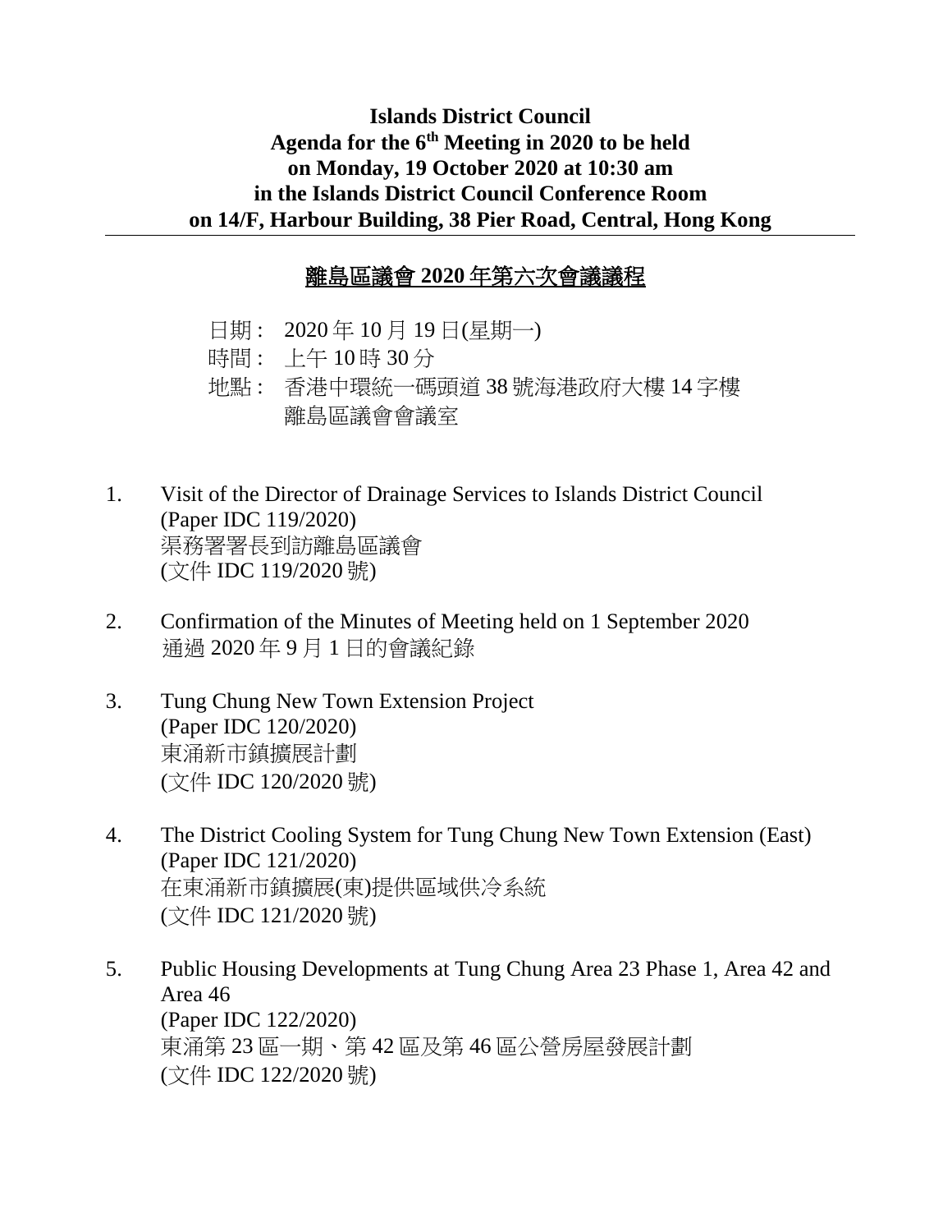**Islands District Council**
**Agenda for the 6th Meeting in 2020 to be held**
**on Monday, 19 October 2020 at 10:30 am**
**in the Islands District Council Conference Room**
**on 14/F, Harbour Building, 38 Pier Road, Central, Hong Kong**

---

**離島區議會 2020 年第六次會議議程**

日期： 2020 年 10 月 19 日(星期一)
時間： 上午 10 時 30 分
地點： 香港中環統一碼頭道 38 號海港政府大樓 14 字樓
離島區議會會議室

1. Visit of the Director of Drainage Services to Islands District Council
   (Paper IDC 119/2020)
   渠務署署長到訪離島區議會
   (文件 IDC 119/2020 號)

2. Confirmation of the Minutes of Meeting held on 1 September 2020
   通過 2020 年 9 月 1 日的會議紀錄

3. Tung Chung New Town Extension Project
   (Paper IDC 120/2020)
   東涌新市鎮擴展計劃
   (文件 IDC 120/2020 號)

4. The District Cooling System for Tung Chung New Town Extension (East)
   (Paper IDC 121/2020)
   在東涌新市鎮擴展(東)提供區域供冷系統
   (文件 IDC 121/2020 號)

5. Public Housing Developments at Tung Chung Area 23 Phase 1, Area 42 and Area 46
   (Paper IDC 122/2020)
   東涌第 23 區一期、第 42 區及第 46 區公營房屋發展計劃
   (文件 IDC 122/2020 號)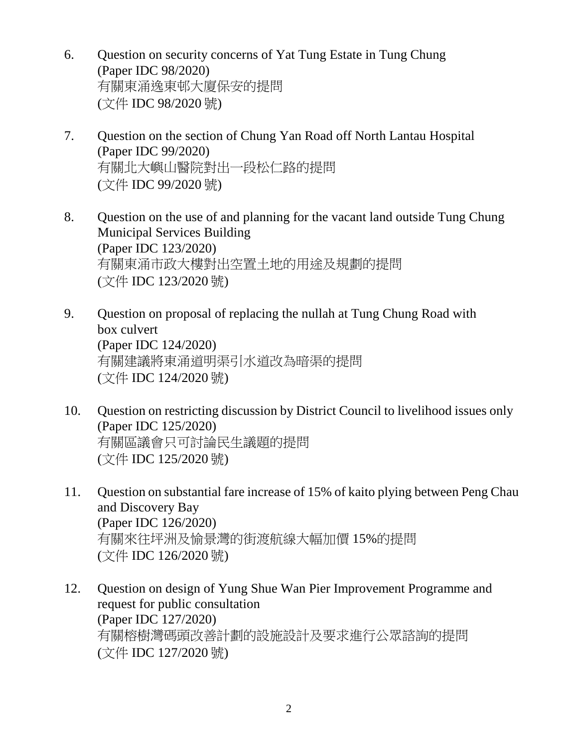6. Question on security concerns of Yat Tung Estate in Tung Chung
   (Paper IDC 98/2020)
   有關東涌逸東邨大廈保安的提問
   (文件 IDC 98/2020 號)

7. Question on the section of Chung Yan Road off North Lantau Hospital
   (Paper IDC 99/2020)
   有關北大嶼山醫院對出一段松仁路的提問
   (文件 IDC 99/2020 號)

8. Question on the use of and planning for the vacant land outside Tung Chung Municipal Services Building
   (Paper IDC 123/2020)
   有關東涌市政大樓對出空置土地的用途及規劃的提問
   (文件 IDC 123/2020 號)

9. Question on proposal of replacing the nullah at Tung Chung Road with box culvert
   (Paper IDC 124/2020)
   有關建議將東涌道明渠引水道改為暗渠的提問
   (文件 IDC 124/2020 號)

10. Question on restricting discussion by District Council to livelihood issues only
    (Paper IDC 125/2020)
    有關區議會只可討論民生議題的提問
    (文件 IDC 125/2020 號)

11. Question on substantial fare increase of 15% of kaito plying between Peng Chau and Discovery Bay
    (Paper IDC 126/2020)
    有關來往坪洲及愉景灣的街渡航線大幅加價 15%的提問
    (文件 IDC 126/2020 號)

12. Question on design of Yung Shue Wan Pier Improvement Programme and request for public consultation
    (Paper IDC 127/2020)
    有關榕樹灣碼頭改善計劃的設施設計及要求進行公眾諮詢的提問
    (文件 IDC 127/2020 號)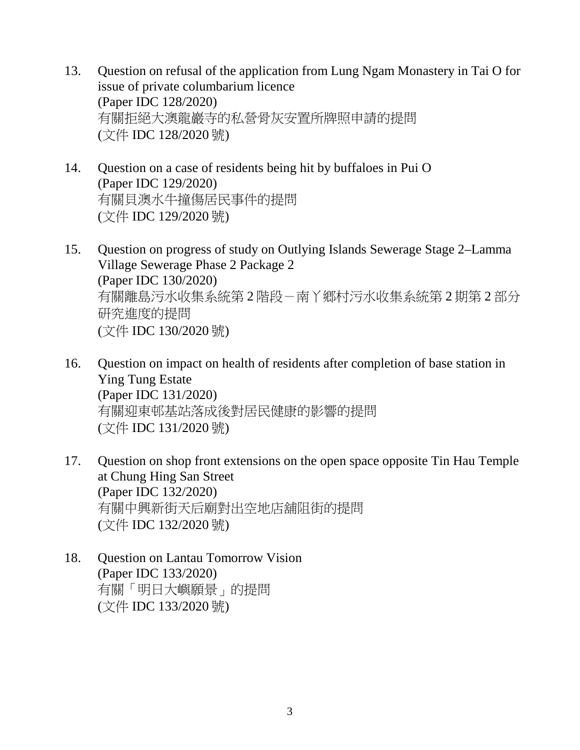13. Question on refusal of the application from Lung Ngam Monastery in Tai O for issue of private columbarium licence
    (Paper IDC 128/2020)
    有關拒絕大澳龍巖寺的私營骨灰安置所牌照申請的提問
    (文件 IDC 128/2020 號)

14. Question on a case of residents being hit by buffaloes in Pui O
    (Paper IDC 129/2020)
    有關貝澳水牛撞傷居民事件的提問
    (文件 IDC 129/2020 號)

15. Question on progress of study on Outlying Islands Sewerage Stage 2–Lamma Village Sewerage Phase 2 Package 2
    (Paper IDC 130/2020)
    有關離島污水收集系統第 2 階段－南丫鄉村污水收集系統第 2 期第 2 部分研究進度的提問
    (文件 IDC 130/2020 號)

16. Question on impact on health of residents after completion of base station in Ying Tung Estate
    (Paper IDC 131/2020)
    有關迎東邨基站落成後對居民健康的影響的提問
    (文件 IDC 131/2020 號)

17. Question on shop front extensions on the open space opposite Tin Hau Temple at Chung Hing San Street
    (Paper IDC 132/2020)
    有關中興新街天后廟對出空地店舖阻街的提問
    (文件 IDC 132/2020 號)

18. Question on Lantau Tomorrow Vision
    (Paper IDC 133/2020)
    有關「明日大嶼願景」的提問
    (文件 IDC 133/2020 號)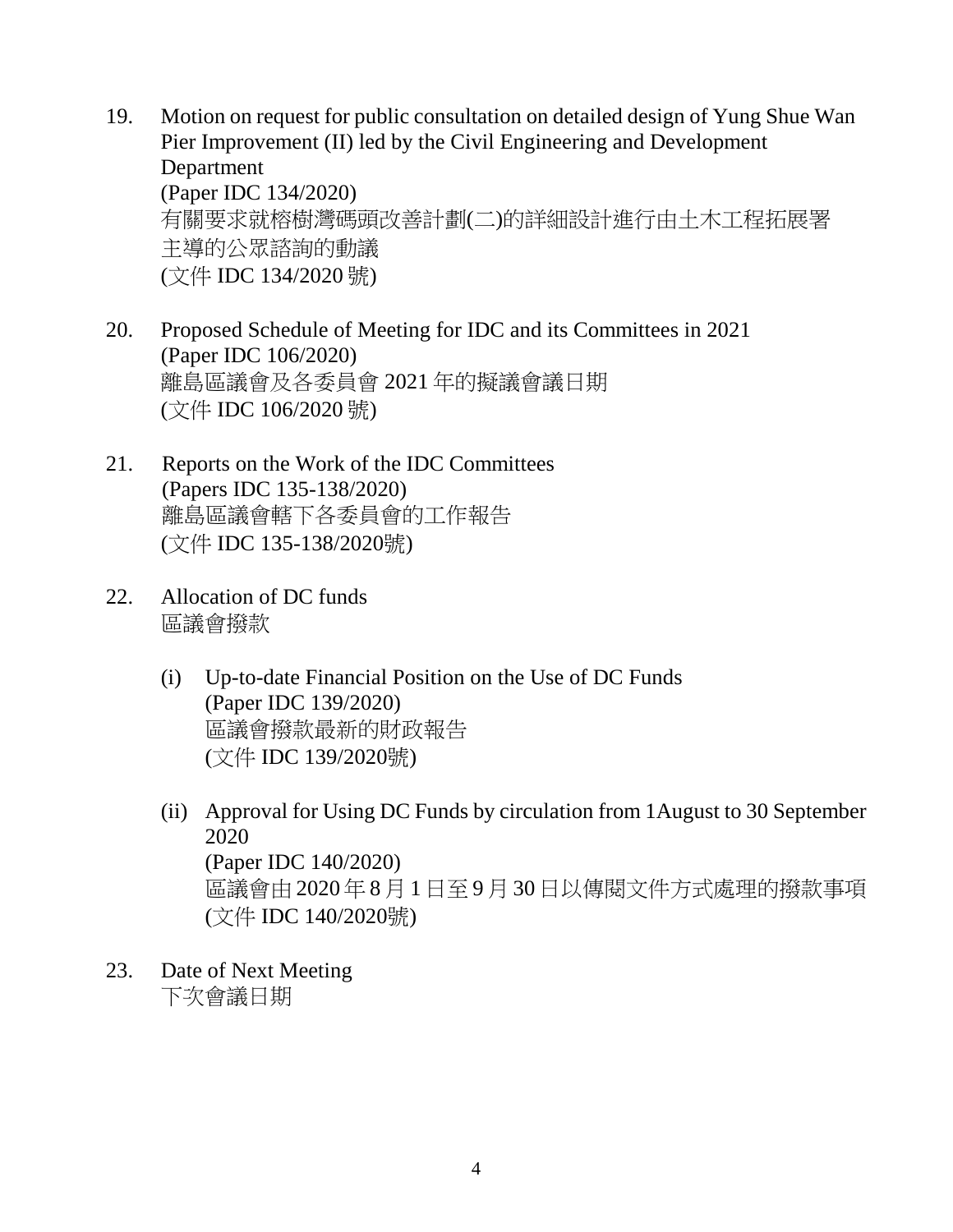19. Motion on request for public consultation on detailed design of Yung Shue Wan Pier Improvement (II) led by the Civil Engineering and Development Department
    (Paper IDC 134/2020)
    有關要求就榕樹灣碼頭改善計劃(二)的詳細設計進行由土木工程拓展署主導的公眾諮詢的動議
    (文件 IDC 134/2020 號)

20. Proposed Schedule of Meeting for IDC and its Committees in 2021
    (Paper IDC 106/2020)
    離島區議會及各委員會 2021 年的擬議會議日期
    (文件 IDC 106/2020 號)

21. Reports on the Work of the IDC Committees
    (Papers IDC 135-138/2020)
    離島區議會轄下各委員會的工作報告
    (文件 IDC 135-138/2020號)

22. Allocation of DC funds
    區議會撥款

    (i) Up-to-date Financial Position on the Use of DC Funds
        (Paper IDC 139/2020)
        區議會撥款最新的財政報告
        (文件 IDC 139/2020號)

    (ii) Approval for Using DC Funds by circulation from 1August to 30 September 2020
        (Paper IDC 140/2020)
        區議會由 2020 年 8 月 1 日至 9 月 30 日以傳閱文件方式處理的撥款事項
        (文件 IDC 140/2020號)

23. Date of Next Meeting
    下次會議日期